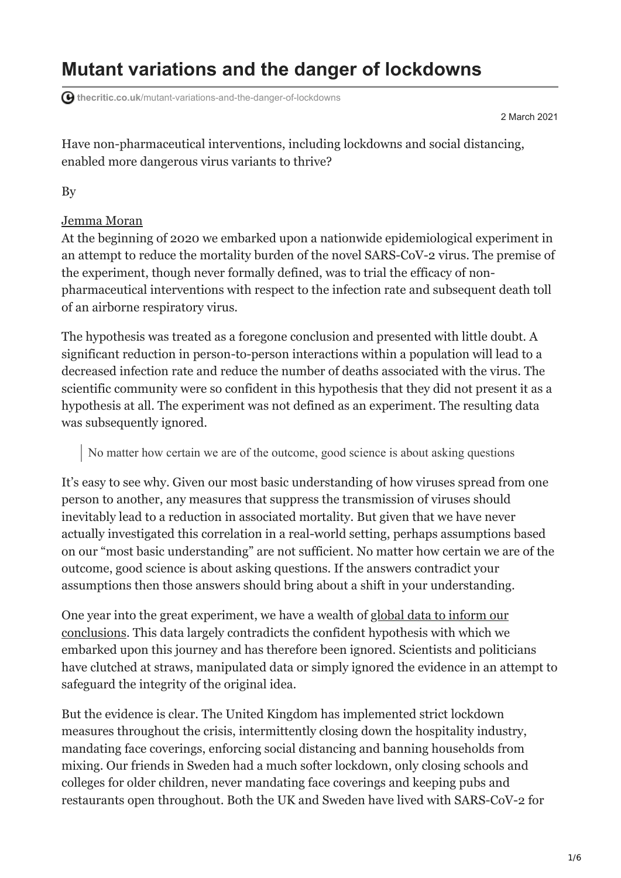# Mutant variations and the danger of lockdowns

thecritic.co.uk/mutant-variations-and-the-danger-of-lockdowns

2 March 2021

Have non-pharmaceutical interventions, including lockdowns and social distancing, enabled more dangerous virus variants to thrive?

By

Jemma Moran

At the beginning of 2020 we embarked upon a nationwide epidemiological experiment in an attempt to reduce the mortality burden of the novel SARS-CoV-2 virus. The premise of the experiment, though never formally defined, was to trial the efficacy of non-pharmaceutical interventions with respect to the infection rate and subsequent death toll of an airborne respiratory virus.

The hypothesis was treated as a foregone conclusion and presented with little doubt. A significant reduction in person-to-person interactions within a population will lead to a decreased infection rate and reduce the number of deaths associated with the virus. The scientific community were so confident in this hypothesis that they did not present it as a hypothesis at all. The experiment was not defined as an experiment. The resulting data was subsequently ignored.

> No matter how certain we are of the outcome, good science is about asking questions

It's easy to see why. Given our most basic understanding of how viruses spread from one person to another, any measures that suppress the transmission of viruses should inevitably lead to a reduction in associated mortality. But given that we have never actually investigated this correlation in a real-world setting, perhaps assumptions based on our "most basic understanding" are not sufficient. No matter how certain we are of the outcome, good science is about asking questions. If the answers contradict your assumptions then those answers should bring about a shift in your understanding.

One year into the great experiment, we have a wealth of global data to inform our conclusions. This data largely contradicts the confident hypothesis with which we embarked upon this journey and has therefore been ignored. Scientists and politicians have clutched at straws, manipulated data or simply ignored the evidence in an attempt to safeguard the integrity of the original idea.

But the evidence is clear. The United Kingdom has implemented strict lockdown measures throughout the crisis, intermittently closing down the hospitality industry, mandating face coverings, enforcing social distancing and banning households from mixing. Our friends in Sweden had a much softer lockdown, only closing schools and colleges for older children, never mandating face coverings and keeping pubs and restaurants open throughout. Both the UK and Sweden have lived with SARS-CoV-2 for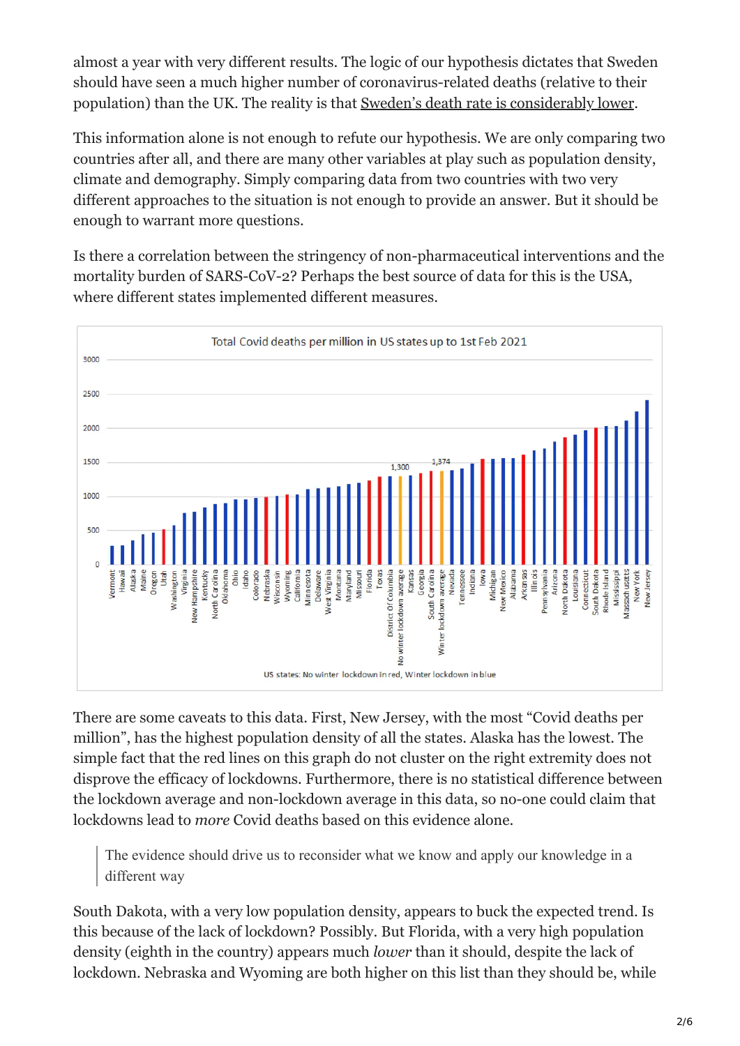almost a year with very different results. The logic of our hypothesis dictates that Sweden should have seen a much higher number of coronavirus-related deaths (relative to their population) than the UK. The reality is that Sweden's death rate is considerably lower.

This information alone is not enough to refute our hypothesis. We are only comparing two countries after all, and there are many other variables at play such as population density, climate and demography. Simply comparing data from two countries with two very different approaches to the situation is not enough to provide an answer. But it should be enough to warrant more questions.

Is there a correlation between the stringency of non-pharmaceutical interventions and the mortality burden of SARS-CoV-2? Perhaps the best source of data for this is the USA, where different states implemented different measures.

There are some caveats to this data. First, New Jersey, with the most "Covid deaths per million", has the highest population density of all the states. Alaska has the lowest. The simple fact that the red lines on this graph do not cluster on the right extremity does not disprove the efficacy of lockdowns. Furthermore, there is no statistical difference between the lockdown average and non-lockdown average in this data, so no-one could claim that lockdowns lead to *more* Covid deaths based on this evidence alone.

> The evidence should drive us to reconsider what we know and apply our knowledge in a different way

South Dakota, with a very low population density, appears to buck the expected trend. Is this because of the lack of lockdown? Possibly. But Florida, with a very high population density (eighth in the country) appears much *lower* than it should, despite the lack of lockdown. Nebraska and Wyoming are both higher on this list than they should be, while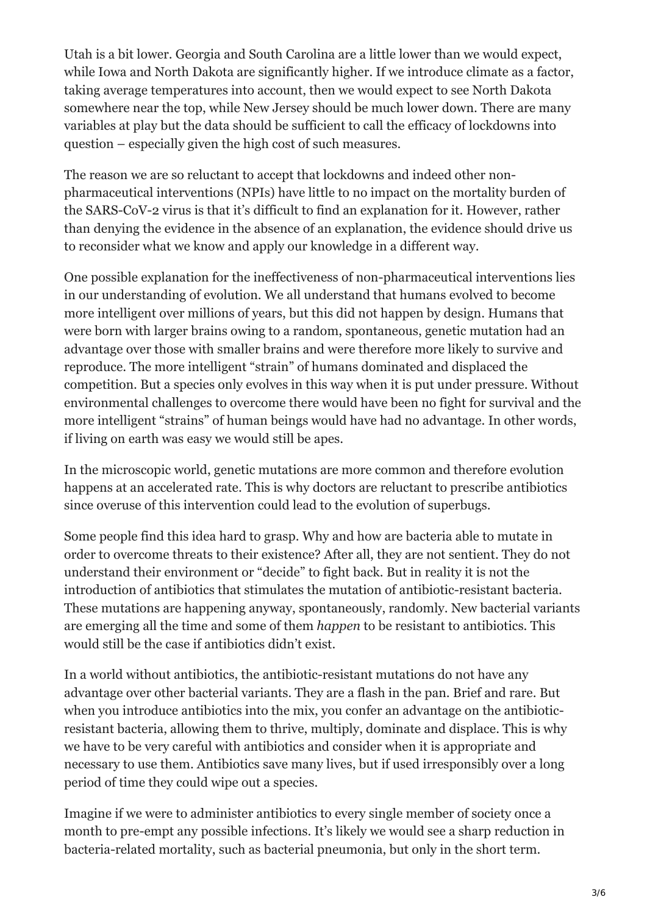Utah is a bit lower. Georgia and South Carolina are a little lower than we would expect, while Iowa and North Dakota are significantly higher. If we introduce climate as a factor, taking average temperatures into account, then we would expect to see North Dakota somewhere near the top, while New Jersey should be much lower down. There are many variables at play but the data should be sufficient to call the efficacy of lockdowns into question – especially given the high cost of such measures.

The reason we are so reluctant to accept that lockdowns and indeed other non-pharmaceutical interventions (NPIs) have little to no impact on the mortality burden of the SARS-CoV-2 virus is that it's difficult to find an explanation for it. However, rather than denying the evidence in the absence of an explanation, the evidence should drive us to reconsider what we know and apply our knowledge in a different way.

One possible explanation for the ineffectiveness of non-pharmaceutical interventions lies in our understanding of evolution. We all understand that humans evolved to become more intelligent over millions of years, but this did not happen by design. Humans that were born with larger brains owing to a random, spontaneous, genetic mutation had an advantage over those with smaller brains and were therefore more likely to survive and reproduce. The more intelligent "strain" of humans dominated and displaced the competition. But a species only evolves in this way when it is put under pressure. Without environmental challenges to overcome there would have been no fight for survival and the more intelligent "strains" of human beings would have had no advantage. In other words, if living on earth was easy we would still be apes.

In the microscopic world, genetic mutations are more common and therefore evolution happens at an accelerated rate. This is why doctors are reluctant to prescribe antibiotics since overuse of this intervention could lead to the evolution of superbugs.

Some people find this idea hard to grasp. Why and how are bacteria able to mutate in order to overcome threats to their existence? After all, they are not sentient. They do not understand their environment or "decide" to fight back. But in reality it is not the introduction of antibiotics that stimulates the mutation of antibiotic-resistant bacteria. These mutations are happening anyway, spontaneously, randomly. New bacterial variants are emerging all the time and some of them *happen* to be resistant to antibiotics. This would still be the case if antibiotics didn't exist.

In a world without antibiotics, the antibiotic-resistant mutations do not have any advantage over other bacterial variants. They are a flash in the pan. Brief and rare. But when you introduce antibiotics into the mix, you confer an advantage on the antibiotic-resistant bacteria, allowing them to thrive, multiply, dominate and displace. This is why we have to be very careful with antibiotics and consider when it is appropriate and necessary to use them. Antibiotics save many lives, but if used irresponsibly over a long period of time they could wipe out a species.

Imagine if we were to administer antibiotics to every single member of society once a month to pre-empt any possible infections. It's likely we would see a sharp reduction in bacteria-related mortality, such as bacterial pneumonia, but only in the short term.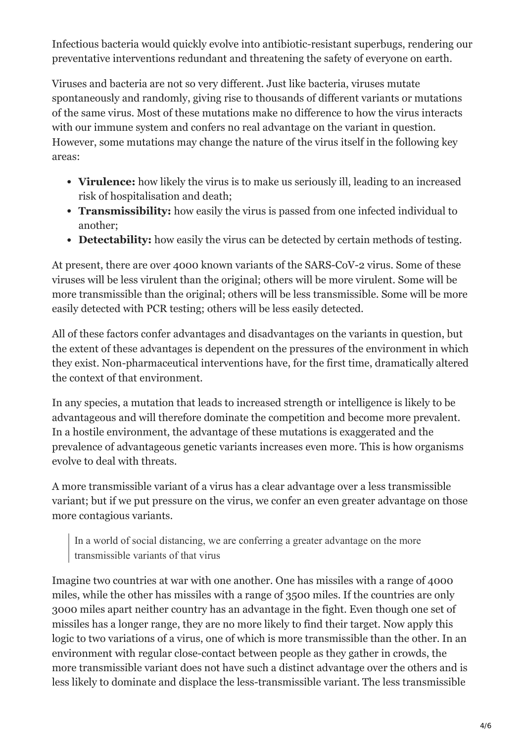Infectious bacteria would quickly evolve into antibiotic-resistant superbugs, rendering our preventative interventions redundant and threatening the safety of everyone on earth.

Viruses and bacteria are not so very different. Just like bacteria, viruses mutate spontaneously and randomly, giving rise to thousands of different variants or mutations of the same virus. Most of these mutations make no difference to how the virus interacts with our immune system and confers no real advantage on the variant in question. However, some mutations may change the nature of the virus itself in the following key areas:

- **Virulence:** how likely the virus is to make us seriously ill, leading to an increased risk of hospitalisation and death;
- **Transmissibility:** how easily the virus is passed from one infected individual to another;
- **Detectability:** how easily the virus can be detected by certain methods of testing.

At present, there are over 4000 known variants of the SARS-CoV-2 virus. Some of these viruses will be less virulent than the original; others will be more virulent. Some will be more transmissible than the original; others will be less transmissible. Some will be more easily detected with PCR testing; others will be less easily detected.

All of these factors confer advantages and disadvantages on the variants in question, but the extent of these advantages is dependent on the pressures of the environment in which they exist. Non-pharmaceutical interventions have, for the first time, dramatically altered the context of that environment.

In any species, a mutation that leads to increased strength or intelligence is likely to be advantageous and will therefore dominate the competition and become more prevalent. In a hostile environment, the advantage of these mutations is exaggerated and the prevalence of advantageous genetic variants increases even more. This is how organisms evolve to deal with threats.

A more transmissible variant of a virus has a clear advantage over a less transmissible variant; but if we put pressure on the virus, we confer an even greater advantage on those more contagious variants.

> In a world of social distancing, we are conferring a greater advantage on the more transmissible variants of that virus

Imagine two countries at war with one another. One has missiles with a range of 4000 miles, while the other has missiles with a range of 3500 miles. If the countries are only 3000 miles apart neither country has an advantage in the fight. Even though one set of missiles has a longer range, they are no more likely to find their target. Now apply this logic to two variations of a virus, one of which is more transmissible than the other. In an environment with regular close-contact between people as they gather in crowds, the more transmissible variant does not have such a distinct advantage over the others and is less likely to dominate and displace the less-transmissible variant. The less transmissible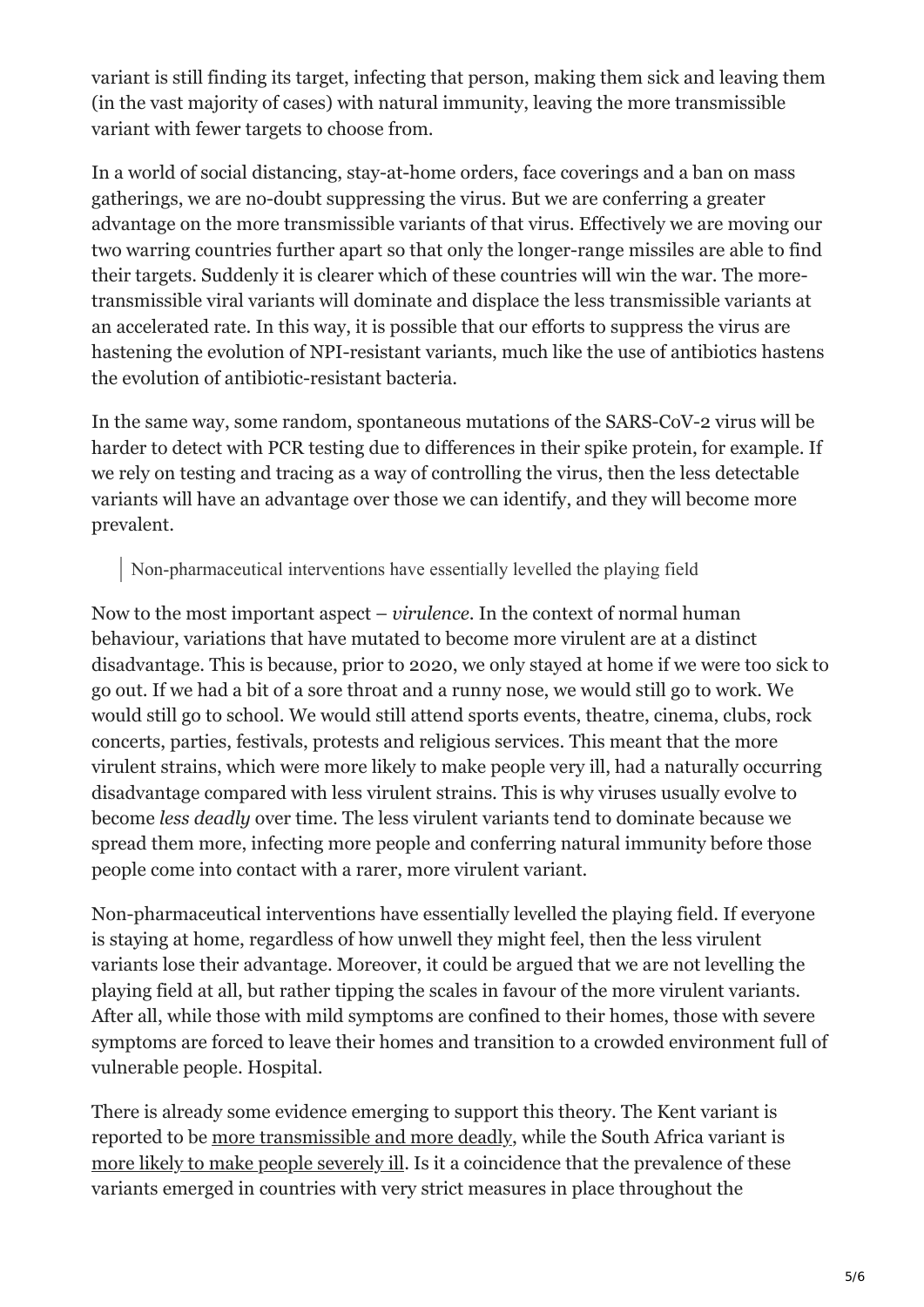variant is still finding its target, infecting that person, making them sick and leaving them (in the vast majority of cases) with natural immunity, leaving the more transmissible variant with fewer targets to choose from.

In a world of social distancing, stay-at-home orders, face coverings and a ban on mass gatherings, we are no-doubt suppressing the virus. But we are conferring a greater advantage on the more transmissible variants of that virus. Effectively we are moving our two warring countries further apart so that only the longer-range missiles are able to find their targets. Suddenly it is clearer which of these countries will win the war. The more-transmissible viral variants will dominate and displace the less transmissible variants at an accelerated rate. In this way, it is possible that our efforts to suppress the virus are hastening the evolution of NPI-resistant variants, much like the use of antibiotics hastens the evolution of antibiotic-resistant bacteria.

In the same way, some random, spontaneous mutations of the SARS-CoV-2 virus will be harder to detect with PCR testing due to differences in their spike protein, for example. If we rely on testing and tracing as a way of controlling the virus, then the less detectable variants will have an advantage over those we can identify, and they will become more prevalent.

> Non-pharmaceutical interventions have essentially levelled the playing field

Now to the most important aspect – *virulence*. In the context of normal human behaviour, variations that have mutated to become more virulent are at a distinct disadvantage. This is because, prior to 2020, we only stayed at home if we were too sick to go out. If we had a bit of a sore throat and a runny nose, we would still go to work. We would still go to school. We would still attend sports events, theatre, cinema, clubs, rock concerts, parties, festivals, protests and religious services. This meant that the more virulent strains, which were more likely to make people very ill, had a naturally occurring disadvantage compared with less virulent strains. This is why viruses usually evolve to become *less deadly* over time. The less virulent variants tend to dominate because we spread them more, infecting more people and conferring natural immunity before those people come into contact with a rarer, more virulent variant.

Non-pharmaceutical interventions have essentially levelled the playing field. If everyone is staying at home, regardless of how unwell they might feel, then the less virulent variants lose their advantage. Moreover, it could be argued that we are not levelling the playing field at all, but rather tipping the scales in favour of the more virulent variants. After all, while those with mild symptoms are confined to their homes, those with severe symptoms are forced to leave their homes and transition to a crowded environment full of vulnerable people. Hospital.

There is already some evidence emerging to support this theory. The Kent variant is reported to be more transmissible and more deadly, while the South Africa variant is more likely to make people severely ill. Is it a coincidence that the prevalence of these variants emerged in countries with very strict measures in place throughout the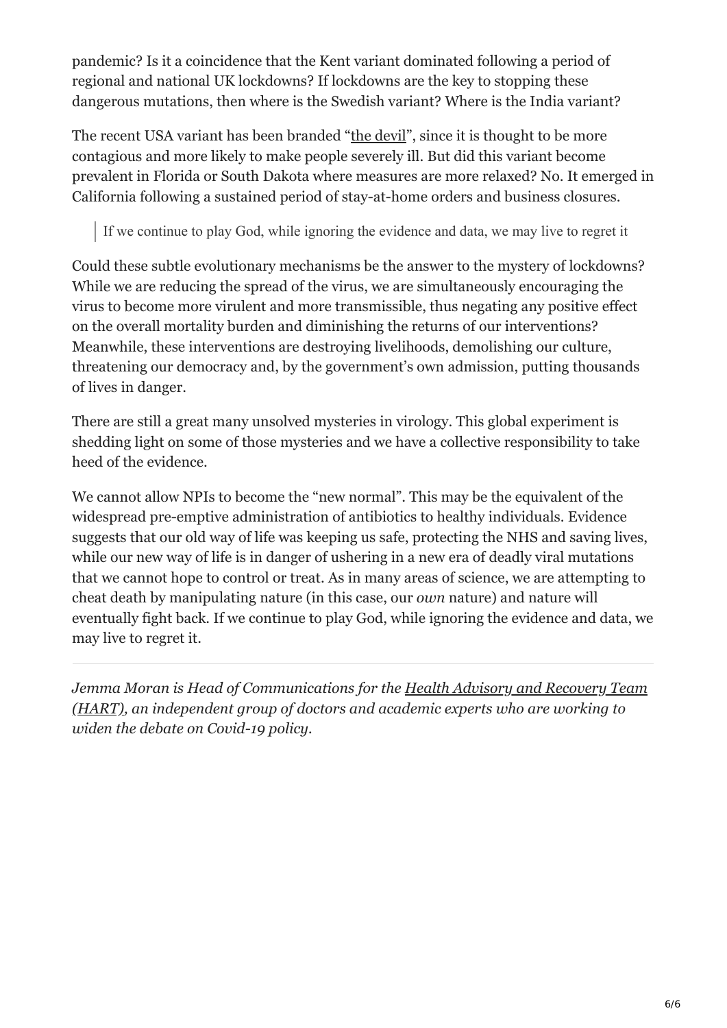pandemic? Is it a coincidence that the Kent variant dominated following a period of regional and national UK lockdowns? If lockdowns are the key to stopping these dangerous mutations, then where is the Swedish variant? Where is the India variant?

The recent USA variant has been branded "the devil", since it is thought to be more contagious and more likely to make people severely ill. But did this variant become prevalent in Florida or South Dakota where measures are more relaxed? No. It emerged in California following a sustained period of stay-at-home orders and business closures.

> If we continue to play God, while ignoring the evidence and data, we may live to regret it

Could these subtle evolutionary mechanisms be the answer to the mystery of lockdowns? While we are reducing the spread of the virus, we are simultaneously encouraging the virus to become more virulent and more transmissible, thus negating any positive effect on the overall mortality burden and diminishing the returns of our interventions? Meanwhile, these interventions are destroying livelihoods, demolishing our culture, threatening our democracy and, by the government's own admission, putting thousands of lives in danger.

There are still a great many unsolved mysteries in virology. This global experiment is shedding light on some of those mysteries and we have a collective responsibility to take heed of the evidence.

We cannot allow NPIs to become the "new normal". This may be the equivalent of the widespread pre-emptive administration of antibiotics to healthy individuals. Evidence suggests that our old way of life was keeping us safe, protecting the NHS and saving lives, while our new way of life is in danger of ushering in a new era of deadly viral mutations that we cannot hope to control or treat. As in many areas of science, we are attempting to cheat death by manipulating nature (in this case, our *own* nature) and nature will eventually fight back. If we continue to play God, while ignoring the evidence and data, we may live to regret it.

---

*Jemma Moran is Head of Communications for the Health Advisory and Recovery Team (HART), an independent group of doctors and academic experts who are working to widen the debate on Covid-19 policy.*